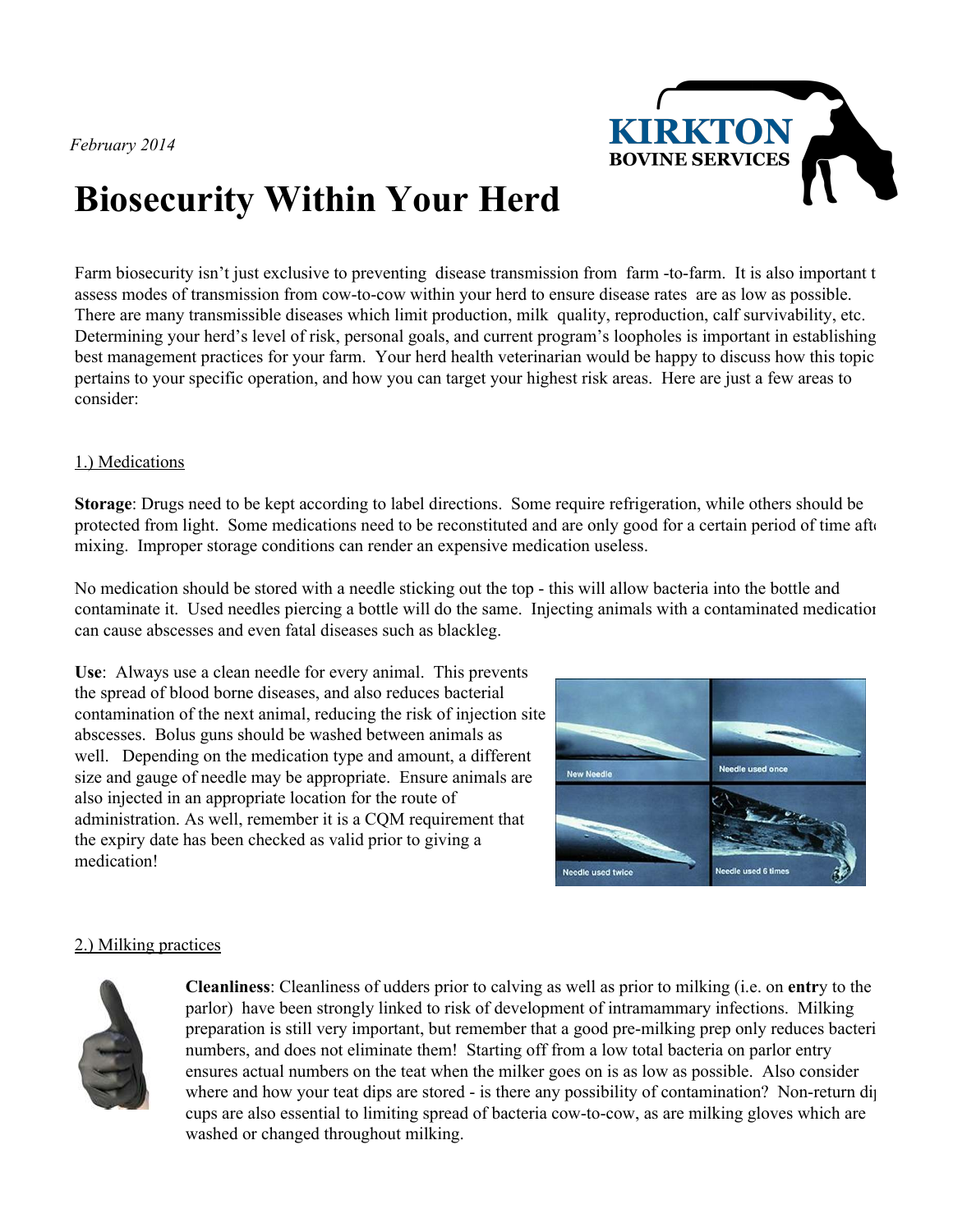*February 2014*

KIRKTON
BOVINE SERVICES

# Biosecurity Within Your Herd

Farm biosecurity isn't just exclusive to preventing disease transmission from farm -to-farm. It is also important t assess modes of transmission from cow-to-cow within your herd to ensure disease rates are as low as possible. There are many transmissible diseases which limit production, milk quality, reproduction, calf survivability, etc. Determining your herd's level of risk, personal goals, and current program's loopholes is important in establishing best management practices for your farm. Your herd health veterinarian would be happy to discuss how this topic pertains to your specific operation, and how you can target your highest risk areas. Here are just a few areas to consider:

## 1.) Medications

**Storage**: Drugs need to be kept according to label directions. Some require refrigeration, while others should be protected from light. Some medications need to be reconstituted and are only good for a certain period of time aft mixing. Improper storage conditions can render an expensive medication useless.

No medication should be stored with a needle sticking out the top - this will allow bacteria into the bottle and contaminate it. Used needles piercing a bottle will do the same. Injecting animals with a contaminated medicatio can cause abscesses and even fatal diseases such as blackleg.

**Use**: Always use a clean needle for every animal. This prevents the spread of blood borne diseases, and also reduces bacterial contamination of the next animal, reducing the risk of injection site abscesses. Bolus guns should be washed between animals as well. Depending on the medication type and amount, a different size and gauge of needle may be appropriate. Ensure animals are also injected in an appropriate location for the route of administration. As well, remember it is a CQM requirement that the expiry date has been checked as valid prior to giving a medication!

New Needle | Needle used once | Needle used twice | Needle used 6 times

## 2.) Milking practices

**Cleanliness**: Cleanliness of udders prior to calving as well as prior to milking (i.e. on **entr**y to the parlor) have been strongly linked to risk of development of intramammary infections. Milking preparation is still very important, but remember that a good pre-milking prep only reduces bacteri numbers, and does not eliminate them! Starting off from a low total bacteria on parlor entry ensures actual numbers on the teat when the milker goes on is as low as possible. Also consider where and how your teat dips are stored - is there any possibility of contamination? Non-return di cups are also essential to limiting spread of bacteria cow-to-cow, as are milking gloves which are washed or changed throughout milking.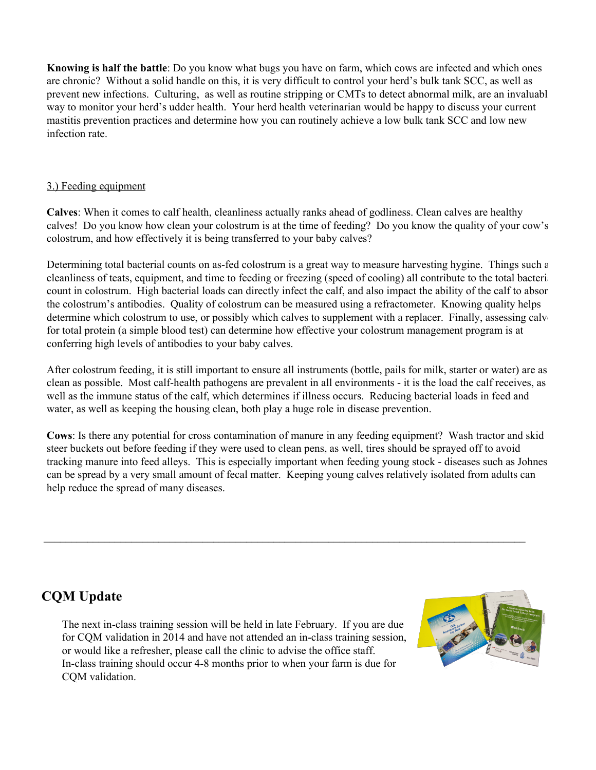**Knowing is half the battle**: Do you know what bugs you have on farm, which cows are infected and which ones are chronic? Without a solid handle on this, it is very difficult to control your herd's bulk tank SCC, as well as prevent new infections. Culturing, as well as routine stripping or CMTs to detect abnormal milk, are an invaluabl way to monitor your herd's udder health. Your herd health veterinarian would be happy to discuss your current mastitis prevention practices and determine how you can routinely achieve a low bulk tank SCC and low new infection rate.

3.) Feeding equipment

**Calves**: When it comes to calf health, cleanliness actually ranks ahead of godliness. Clean calves are healthy calves! Do you know how clean your colostrum is at the time of feeding? Do you know the quality of your cow's colostrum, and how effectively it is being transferred to your baby calves?

Determining total bacterial counts on as-fed colostrum is a great way to measure harvesting hygine. Things such a cleanliness of teats, equipment, and time to feeding or freezing (speed of cooling) all contribute to the total bacteri count in colostrum. High bacterial loads can directly infect the calf, and also impact the ability of the calf to absor the colostrum's antibodies. Quality of colostrum can be measured using a refractometer. Knowing quality helps determine which colostrum to use, or possibly which calves to supplement with a replacer. Finally, assessing calv for total protein (a simple blood test) can determine how effective your colostrum management program is at conferring high levels of antibodies to your baby calves.

After colostrum feeding, it is still important to ensure all instruments (bottle, pails for milk, starter or water) are as clean as possible. Most calf-health pathogens are prevalent in all environments - it is the load the calf receives, as well as the immune status of the calf, which determines if illness occurs. Reducing bacterial loads in feed and water, as well as keeping the housing clean, both play a huge role in disease prevention.

**Cows**: Is there any potential for cross contamination of manure in any feeding equipment? Wash tractor and skid steer buckets out before feeding if they were used to clean pens, as well, tires should be sprayed off to avoid tracking manure into feed alleys. This is especially important when feeding young stock - diseases such as Johnes can be spread by a very small amount of fecal matter. Keeping young calves relatively isolated from adults can help reduce the spread of many diseases.

---

## CQM Update

The next in-class training session will be held in late February. If you are due for CQM validation in 2014 and have not attended an in-class training session, or would like a refresher, please call the clinic to advise the office staff. In-class training should occur 4-8 months prior to when your farm is due for CQM validation.